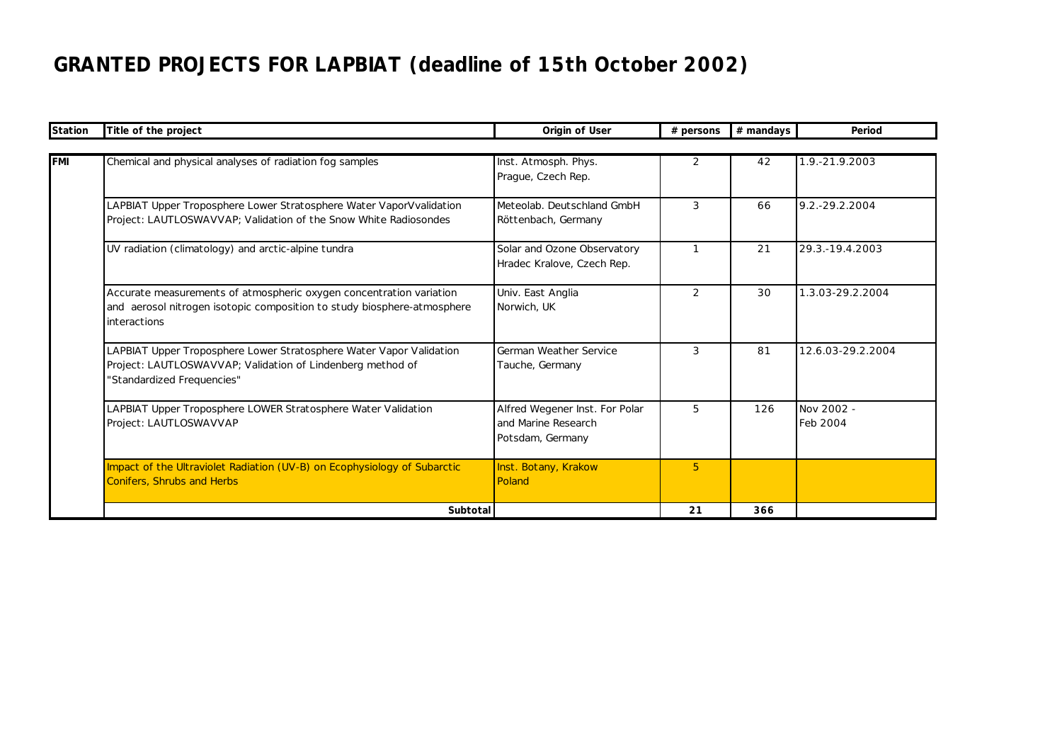# GRANTED PROJECTS FOR LAPBIAT (deadline of 15th October 2002)

| Station | Title of the project | Origin of User | # persons | # mandays | Period |
|---|---|---|---|---|---|
| FMI | Chemical and physical analyses of radiation fog samples | Inst. Atmosph. Phys. Prague, Czech Rep. | 2 | 42 | 1.9.-21.9.2003 |
| | LAPBIAT Upper Troposphere Lower Stratosphere Water VaporVvalidation Project: LAUTLOSWAVVAP; Validation of the Snow White Radiosondes | Meteolab. Deutschland GmbH Röttenbach, Germany | 3 | 66 | 9.2.-29.2.2004 |
| | UV radiation (climatology) and arctic-alpine tundra | Solar and Ozone Observatory Hradec Kralove, Czech Rep. | 1 | 21 | 29.3.-19.4.2003 |
| | Accurate measurements of atmospheric oxygen concentration variation and aerosol nitrogen isotopic composition to study biosphere-atmosphere interactions | Univ. East Anglia Norwich, UK | 2 | 30 | 1.3.03-29.2.2004 |
| | LAPBIAT Upper Troposphere Lower Stratosphere Water Vapor Validation Project: LAUTLOSWAVVAP; Validation of Lindenberg method of "Standardized Frequencies" | German Weather Service Tauche, Germany | 3 | 81 | 12.6.03-29.2.2004 |
| | LAPBIAT Upper Troposphere LOWER Stratosphere Water Validation Project: LAUTLOSWAVVAP | Alfred Wegener Inst. For Polar and Marine Research Potsdam, Germany | 5 | 126 | Nov 2002 - Feb 2004 |
| | Impact of the Ultraviolet Radiation (UV-B) on Ecophysiology of Subarctic Conifers, Shrubs and Herbs | Inst. Botany, Krakow Poland | 5 | | |
| | **Subtotal** | | **21** | **366** | |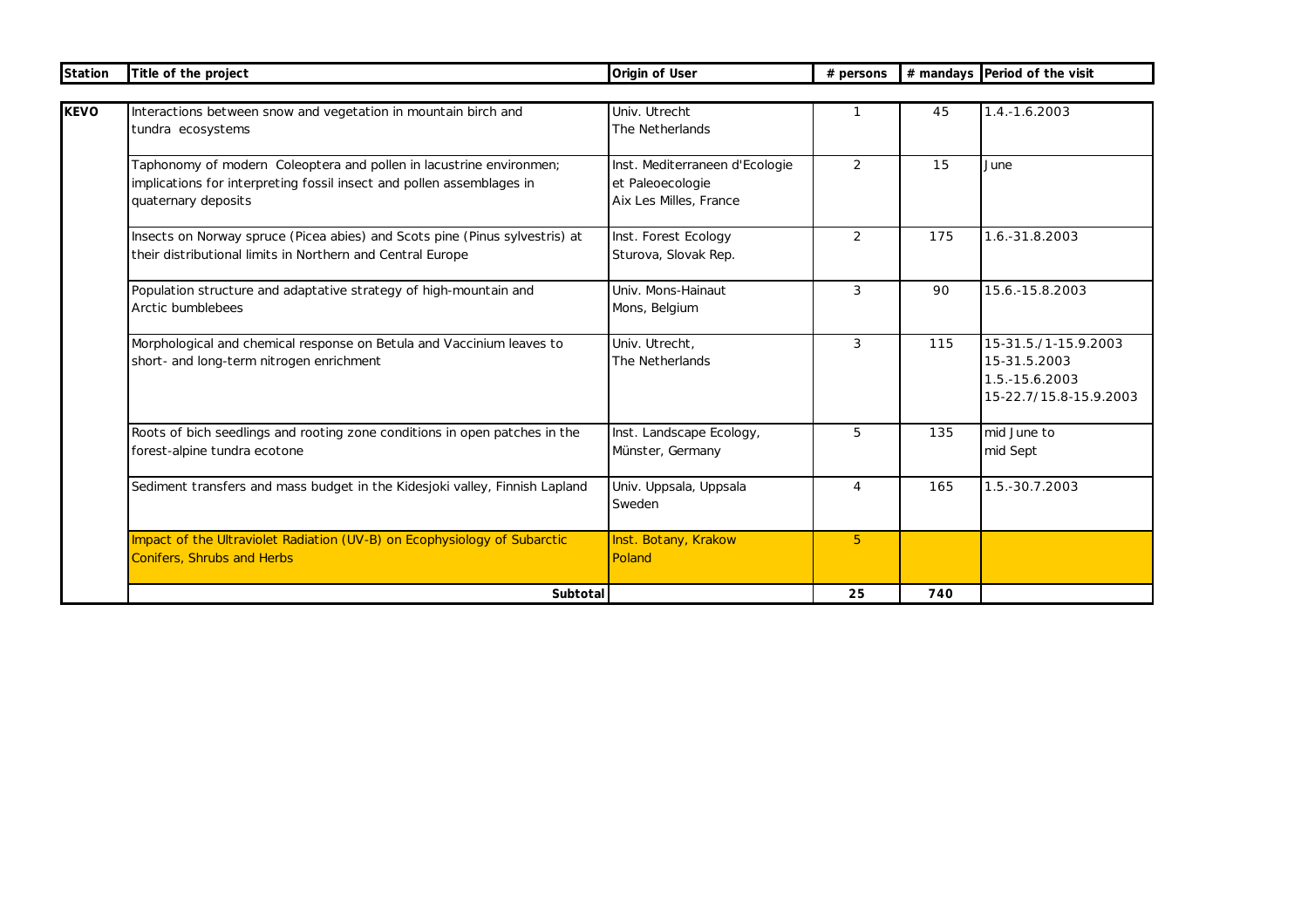| Station | Title of the project | Origin of User | # persons | # mandays | Period of the visit |
|---|---|---|---|---|---|
| KEVO | Interactions between snow and vegetation in mountain birch and tundra ecosystems | Univ. Utrecht The Netherlands | 1 | 45 | 1.4.-1.6.2003 |
| | Taphonomy of modern Coleoptera and pollen in lacustrine environmen; implications for interpreting fossil insect and pollen assemblages in quaternary deposits | Inst. Mediterraneen d'Ecologie et Paleoecologie Aix Les Milles, France | 2 | 15 | June |
| | Insects on Norway spruce (Picea abies) and Scots pine (Pinus sylvestris) at their distributional limits in Northern and Central Europe | Inst. Forest Ecology Sturova, Slovak Rep. | 2 | 175 | 1.6.-31.8.2003 |
| | Population structure and adaptative strategy of high-mountain and Arctic bumblebees | Univ. Mons-Hainaut Mons, Belgium | 3 | 90 | 15.6.-15.8.2003 |
| | Morphological and chemical response on Betula and Vaccinium leaves to short- and long-term nitrogen enrichment | Univ. Utrecht, The Netherlands | 3 | 115 | 15-31.5./1-15.9.2003<br>15-31.5.2003<br>1.5.-15.6.2003<br>15-22.7/15.8-15.9.2003 |
| | Roots of bich seedlings and rooting zone conditions in open patches in the forest-alpine tundra ecotone | Inst. Landscape Ecology, Münster, Germany | 5 | 135 | mid June to mid Sept |
| | Sediment transfers and mass budget in the Kidesjoki valley, Finnish Lapland | Univ. Uppsala, Uppsala Sweden | 4 | 165 | 1.5.-30.7.2003 |
| | Impact of the Ultraviolet Radiation (UV-B) on Ecophysiology of Subarctic Conifers, Shrubs and Herbs | Inst. Botany, Krakow Poland | 5 | | |
| | **Subtotal** | | **25** | **740** | |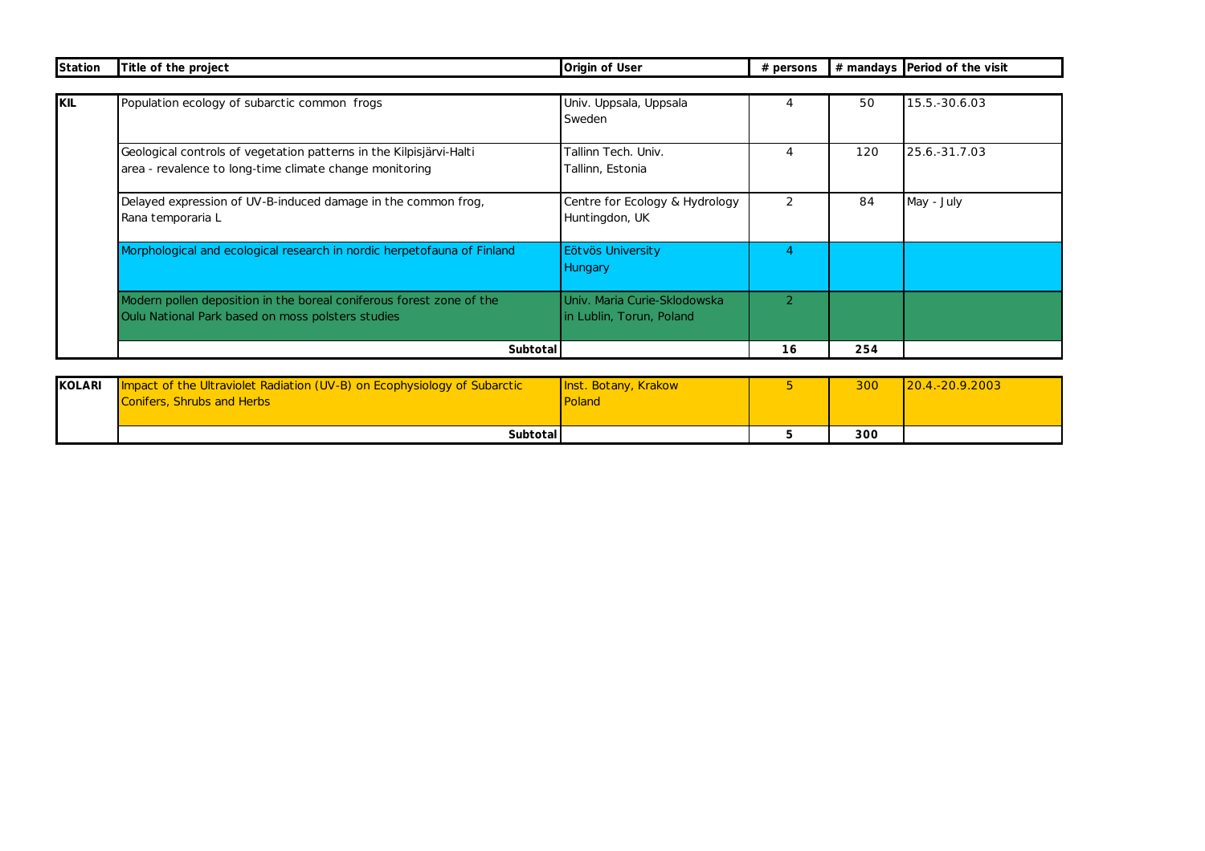| Station | Title of the project | Origin of User | # persons | # mandays | Period of the visit |
|---|---|---|---|---|---|
| KIL | Population ecology of subarctic common frogs | Univ. Uppsala, Uppsala Sweden | 4 | 50 | 15.5.-30.6.03 |
| | Geological controls of vegetation patterns in the Kilpisjärvi-Halti area - revalence to long-time climate change monitoring | Tallinn Tech. Univ. Tallinn, Estonia | 4 | 120 | 25.6.-31.7.03 |
| | Delayed expression of UV-B-induced damage in the common frog, Rana temporaria L | Centre for Ecology & Hydrology Huntingdon, UK | 2 | 84 | May - July |
| | Morphological and ecological research in nordic herpetofauna of Finland | Eötvös University Hungary | 4 | | |
| | Modern pollen deposition in the boreal coniferous forest zone of the Oulu National Park based on moss polsters studies | Univ. Maria Curie-Sklodowska in Lublin, Torun, Poland | 2 | | |
| | **Subtotal** | | **16** | **254** | |
| KOLARI | Impact of the Ultraviolet Radiation (UV-B) on Ecophysiology of Subarctic Conifers, Shrubs and Herbs | Inst. Botany, Krakow Poland | 5 | 300 | 20.4.-20.9.2003 |
| | **Subtotal** | | **5** | **300** | |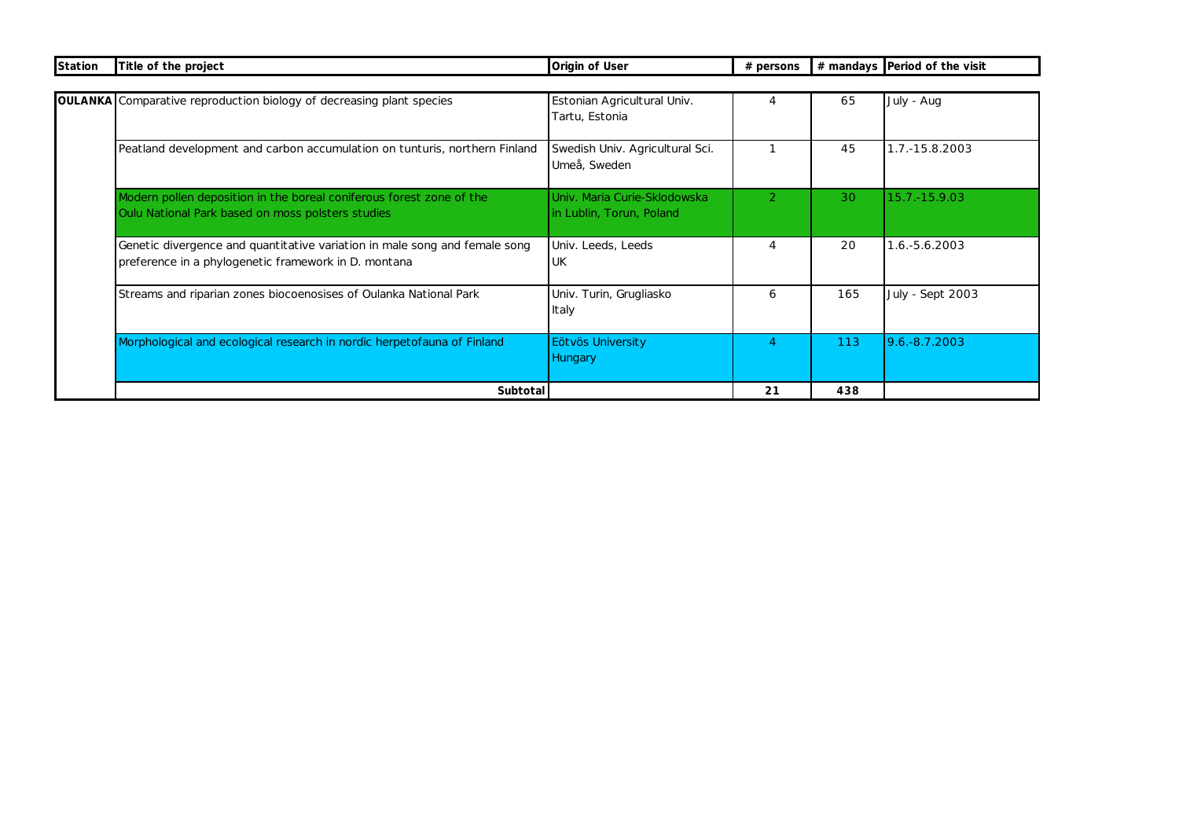| Station | Title of the project | Origin of User | # persons | # mandays | Period of the visit |
|---|---|---|---|---|---|
| **OULANKA** | Comparative reproduction biology of decreasing plant species | Estonian Agricultural Univ. Tartu, Estonia | 4 | 65 | July - Aug |
| | Peatland development and carbon accumulation on tunturis, northern Finland | Swedish Univ. Agricultural Sci. Umeå, Sweden | 1 | 45 | 1.7.-15.8.2003 |
| | Modern pollen deposition in the boreal coniferous forest zone of the Oulu National Park based on moss polsters studies | Univ. Maria Curie-Sklodowska in Lublin, Torun, Poland | 2 | 30 | 15.7.-15.9.03 |
| | Genetic divergence and quantitative variation in male song and female song preference in a phylogenetic framework in D. montana | Univ. Leeds, Leeds UK | 4 | 20 | 1.6.-5.6.2003 |
| | Streams and riparian zones biocoenosises of Oulanka National Park | Univ. Turin, Grugliasko Italy | 6 | 165 | July - Sept 2003 |
| | Morphological and ecological research in nordic herpetofauna of Finland | Eötvös University Hungary | 4 | 113 | 9.6.-8.7.2003 |
| | **Subtotal** | | **21** | **438** | |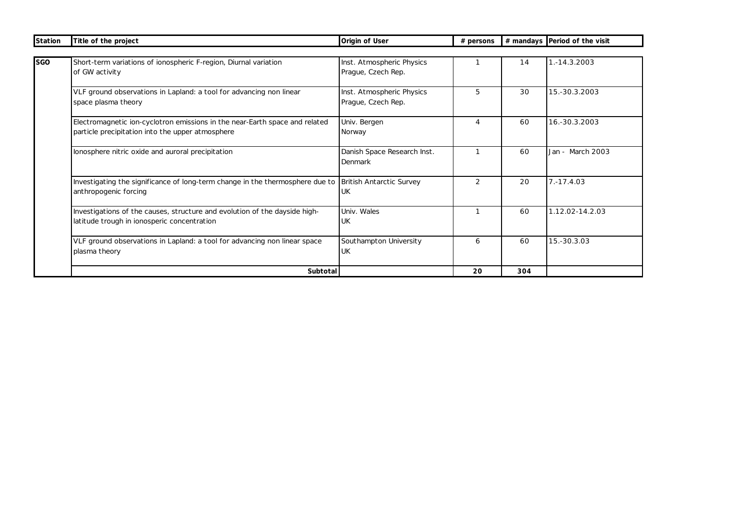| Station | Title of the project | Origin of User | # persons | # mandays | Period of the visit |
|---|---|---|---|---|---|
| SGO | Short-term variations of ionospheric F-region, Diurnal variation of GW activity | Inst. Atmospheric Physics Prague, Czech Rep. | 1 | 14 | 1.-14.3.2003 |
| | VLF ground observations in Lapland: a tool for advancing non linear space plasma theory | Inst. Atmospheric Physics Prague, Czech Rep. | 5 | 30 | 15.-30.3.2003 |
| | Electromagnetic ion-cyclotron emissions in the near-Earth space and related particle precipitation into the upper atmosphere | Univ. Bergen Norway | 4 | 60 | 16.-30.3.2003 |
| | Ionosphere nitric oxide and auroral precipitation | Danish Space Research Inst. Denmark | 1 | 60 | Jan - March 2003 |
| | Investigating the significance of long-term change in the thermosphere due to anthropogenic forcing | British Antarctic Survey UK | 2 | 20 | 7.-17.4.03 |
| | Investigations of the causes, structure and evolution of the dayside high-latitude trough in ionosperic concentration | Univ. Wales UK | 1 | 60 | 1.12.02-14.2.03 |
| | VLF ground observations in Lapland: a tool for advancing non linear space plasma theory | Southampton University UK | 6 | 60 | 15.-30.3.03 |
| | **Subtotal** | | **20** | **304** | |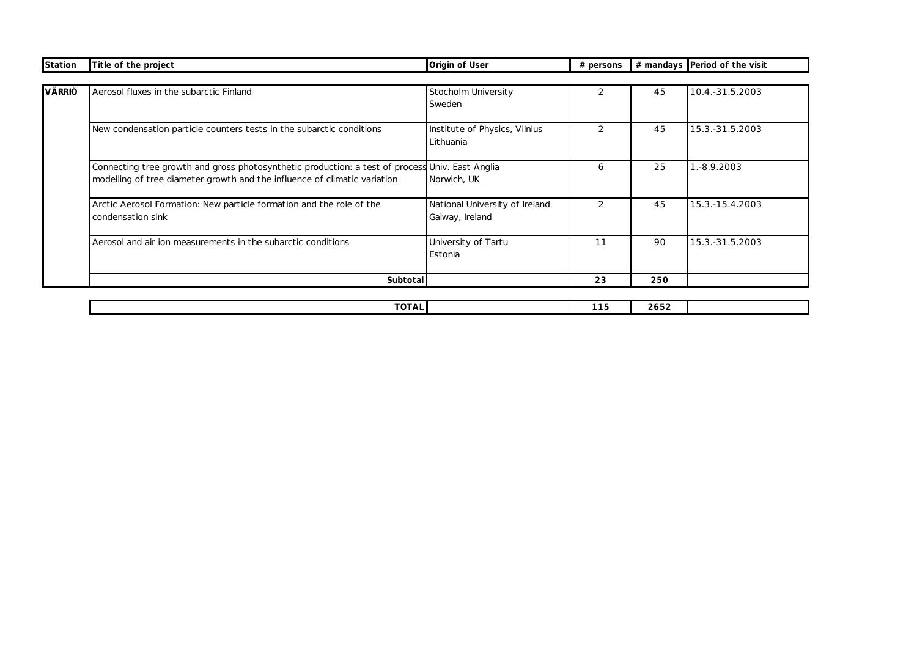| Station | Title of the project | Origin of User | # persons | # mandays | Period of the visit |
|---|---|---|---|---|---|
| **VÄRRIÖ** | Aerosol fluxes in the subarctic Finland | Stocholm University Sweden | 2 | 45 | 10.4.-31.5.2003 |
| | New condensation particle counters tests in the subarctic conditions | Institute of Physics, Vilnius Lithuania | 2 | 45 | 15.3.-31.5.2003 |
| | Connecting tree growth and gross photosynthetic production: a test of process modelling of tree diameter growth and the influence of climatic variation | Univ. East Anglia Norwich, UK | 6 | 25 | 1.-8.9.2003 |
| | Arctic Aerosol Formation: New particle formation and the role of the condensation sink | National University of Ireland Galway, Ireland | 2 | 45 | 15.3.-15.4.2003 |
| | Aerosol and air ion measurements in the subarctic conditions | University of Tartu Estonia | 11 | 90 | 15.3.-31.5.2003 |
| | **Subtotal** | | **23** | **250** | |
| | **TOTAL** | | **115** | **2652** | |